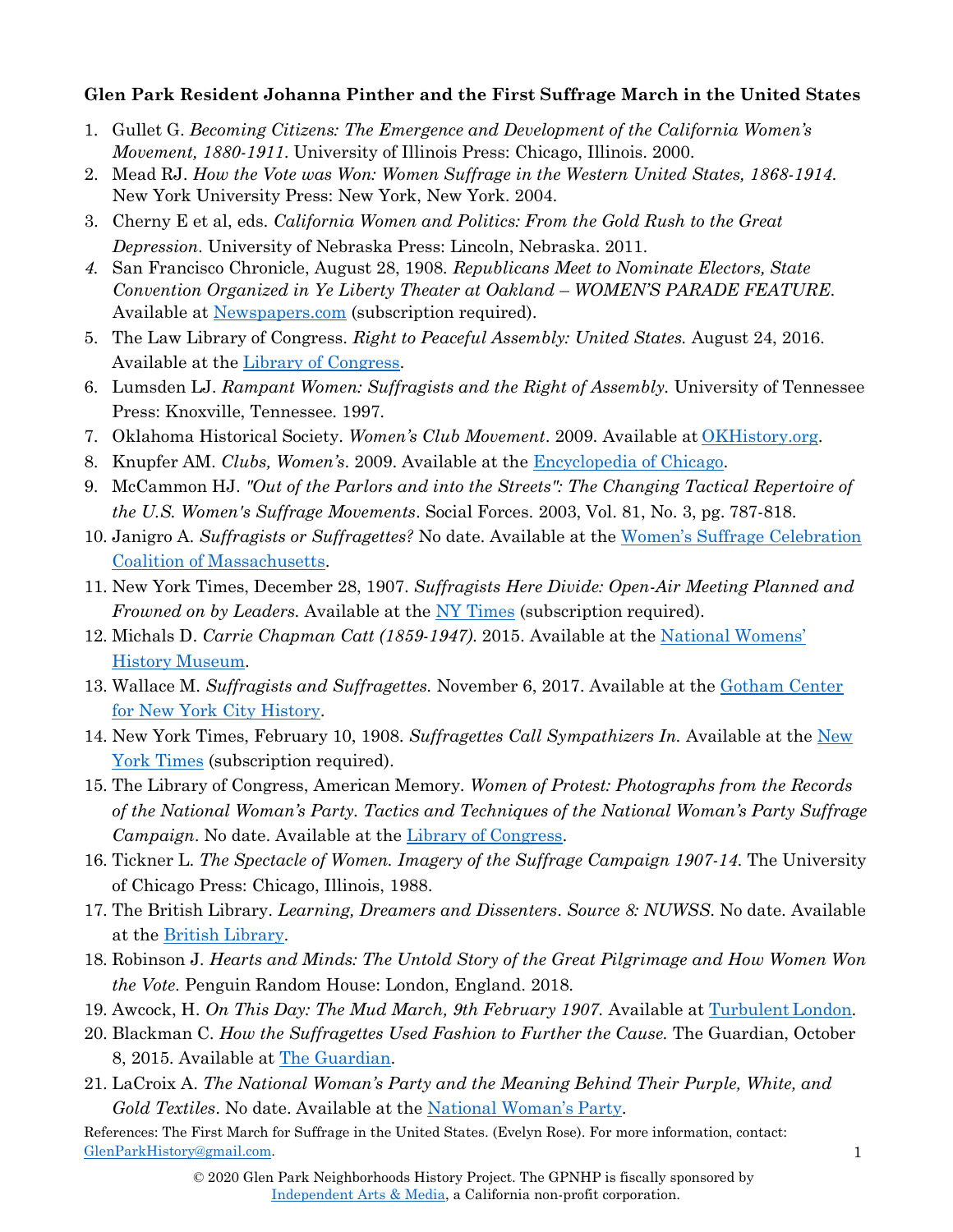**Glen Park Resident Johanna Pinther and the First Suffrage March in the United States**

1. Gullet G. *Becoming Citizens: The Emergence and Development of the California Women's Movement, 1880-1911*. University of Illinois Press: Chicago, Illinois. 2000.
2. Mead RJ. *How the Vote was Won: Women Suffrage in the Western United States, 1868-1914.* New York University Press: New York, New York. 2004.
3. Cherny E et al, eds. *California Women and Politics: From the Gold Rush to the Great Depression*. University of Nebraska Press: Lincoln, Nebraska. 2011.
4. San Francisco Chronicle, August 28, 1908. *Republicans Meet to Nominate Electors, State Convention Organized in Ye Liberty Theater at Oakland – WOMEN'S PARADE FEATURE*. Available at Newspapers.com (subscription required).
5. The Law Library of Congress. *Right to Peaceful Assembly: United States.* August 24, 2016. Available at the Library of Congress.
6. Lumsden LJ. *Rampant Women: Suffragists and the Right of Assembly.* University of Tennessee Press: Knoxville, Tennessee. 1997.
7. Oklahoma Historical Society. *Women's Club Movement*. 2009. Available at OKHistory.org.
8. Knupfer AM. *Clubs, Women's*. 2009. Available at the Encyclopedia of Chicago.
9. McCammon HJ. *"Out of the Parlors and into the Streets": The Changing Tactical Repertoire of the U.S. Women's Suffrage Movements*. Social Forces. 2003, Vol. 81, No. 3, pg. 787-818.
10. Janigro A. *Suffragists or Suffragettes?* No date. Available at the Women's Suffrage Celebration Coalition of Massachusetts.
11. New York Times, December 28, 1907. *Suffragists Here Divide: Open-Air Meeting Planned and Frowned on by Leaders.* Available at the NY Times (subscription required).
12. Michals D. *Carrie Chapman Catt (1859-1947).* 2015. Available at the National Womens' History Museum.
13. Wallace M. *Suffragists and Suffragettes.* November 6, 2017. Available at the Gotham Center for New York City History.
14. New York Times, February 10, 1908. *Suffragettes Call Sympathizers In.* Available at the New York Times (subscription required).
15. The Library of Congress, American Memory. *Women of Protest: Photographs from the Records of the National Woman's Party. Tactics and Techniques of the National Woman's Party Suffrage Campaign*. No date. Available at the Library of Congress.
16. Tickner L. *The Spectacle of Women. Imagery of the Suffrage Campaign 1907-14.* The University of Chicago Press: Chicago, Illinois, 1988.
17. The British Library. *Learning, Dreamers and Dissenters*. *Source 8: NUWSS*. No date. Available at the British Library.
18. Robinson J. *Hearts and Minds: The Untold Story of the Great Pilgrimage and How Women Won the Vote.* Penguin Random House: London, England. 2018.
19. Awcock, H. *On This Day: The Mud March, 9th February 1907.* Available at Turbulent London.
20. Blackman C. *How the Suffragettes Used Fashion to Further the Cause.* The Guardian, October 8, 2015. Available at The Guardian.
21. LaCroix A. *The National Woman's Party and the Meaning Behind Their Purple, White, and Gold Textiles*. No date. Available at the National Woman's Party.

References: The First March for Suffrage in the United States. (Evelyn Rose). For more information, contact: GlenParkHistory@gmail.com.

© 2020 Glen Park Neighborhoods History Project. The GPNHP is fiscally sponsored by Independent Arts & Media, a California non-profit corporation.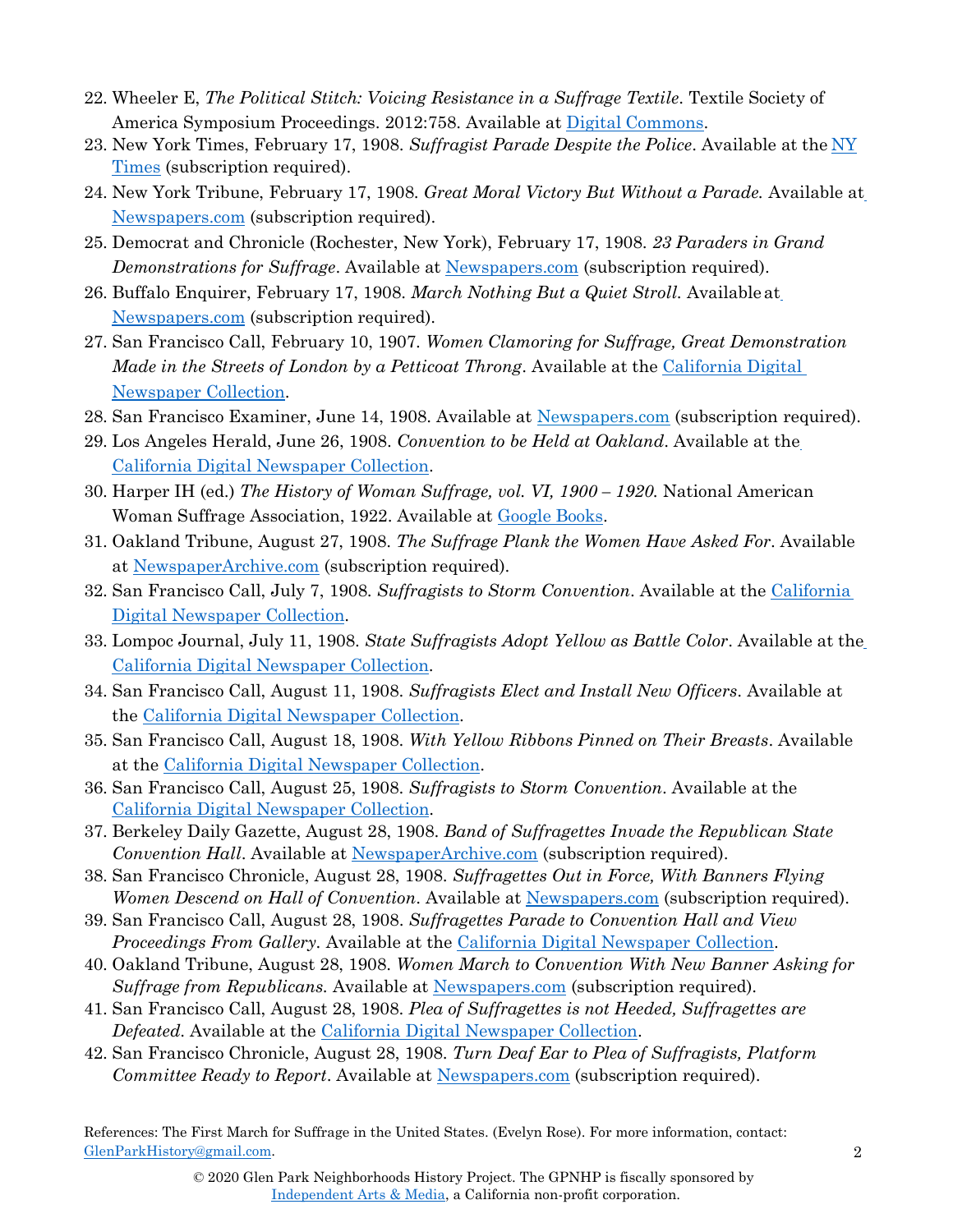22. Wheeler E, *The Political Stitch: Voicing Resistance in a Suffrage Textile*. Textile Society of America Symposium Proceedings. 2012:758. Available at Digital Commons.
23. New York Times, February 17, 1908. *Suffragist Parade Despite the Police*. Available at the NY Times (subscription required).
24. New York Tribune, February 17, 1908. *Great Moral Victory But Without a Parade.* Available at Newspapers.com (subscription required).
25. Democrat and Chronicle (Rochester, New York), February 17, 1908. *23 Paraders in Grand Demonstrations for Suffrage*. Available at Newspapers.com (subscription required).
26. Buffalo Enquirer, February 17, 1908. *March Nothing But a Quiet Stroll.* Available at Newspapers.com (subscription required).
27. San Francisco Call, February 10, 1907. *Women Clamoring for Suffrage, Great Demonstration Made in the Streets of London by a Petticoat Throng*. Available at the California Digital Newspaper Collection.
28. San Francisco Examiner, June 14, 1908. Available at Newspapers.com (subscription required).
29. Los Angeles Herald, June 26, 1908. *Convention to be Held at Oakland*. Available at the California Digital Newspaper Collection.
30. Harper IH (ed.) *The History of Woman Suffrage, vol. VI, 1900 – 1920.* National American Woman Suffrage Association, 1922. Available at Google Books.
31. Oakland Tribune, August 27, 1908. *The Suffrage Plank the Women Have Asked For*. Available at NewspaperArchive.com (subscription required).
32. San Francisco Call, July 7, 1908. *Suffragists to Storm Convention*. Available at the California Digital Newspaper Collection.
33. Lompoc Journal, July 11, 1908. *State Suffragists Adopt Yellow as Battle Color*. Available at the California Digital Newspaper Collection.
34. San Francisco Call, August 11, 1908. *Suffragists Elect and Install New Officers*. Available at the California Digital Newspaper Collection.
35. San Francisco Call, August 18, 1908. *With Yellow Ribbons Pinned on Their Breasts*. Available at the California Digital Newspaper Collection.
36. San Francisco Call, August 25, 1908. *Suffragists to Storm Convention*. Available at the California Digital Newspaper Collection.
37. Berkeley Daily Gazette, August 28, 1908. *Band of Suffragettes Invade the Republican State Convention Hall*. Available at NewspaperArchive.com (subscription required).
38. San Francisco Chronicle, August 28, 1908. *Suffragettes Out in Force, With Banners Flying Women Descend on Hall of Convention*. Available at Newspapers.com (subscription required).
39. San Francisco Call, August 28, 1908. *Suffragettes Parade to Convention Hall and View Proceedings From Gallery*. Available at the California Digital Newspaper Collection.
40. Oakland Tribune, August 28, 1908. *Women March to Convention With New Banner Asking for Suffrage from Republicans*. Available at Newspapers.com (subscription required).
41. San Francisco Call, August 28, 1908. *Plea of Suffragettes is not Heeded, Suffragettes are Defeated*. Available at the California Digital Newspaper Collection.
42. San Francisco Chronicle, August 28, 1908. *Turn Deaf Ear to Plea of Suffragists, Platform Committee Ready to Report*. Available at Newspapers.com (subscription required).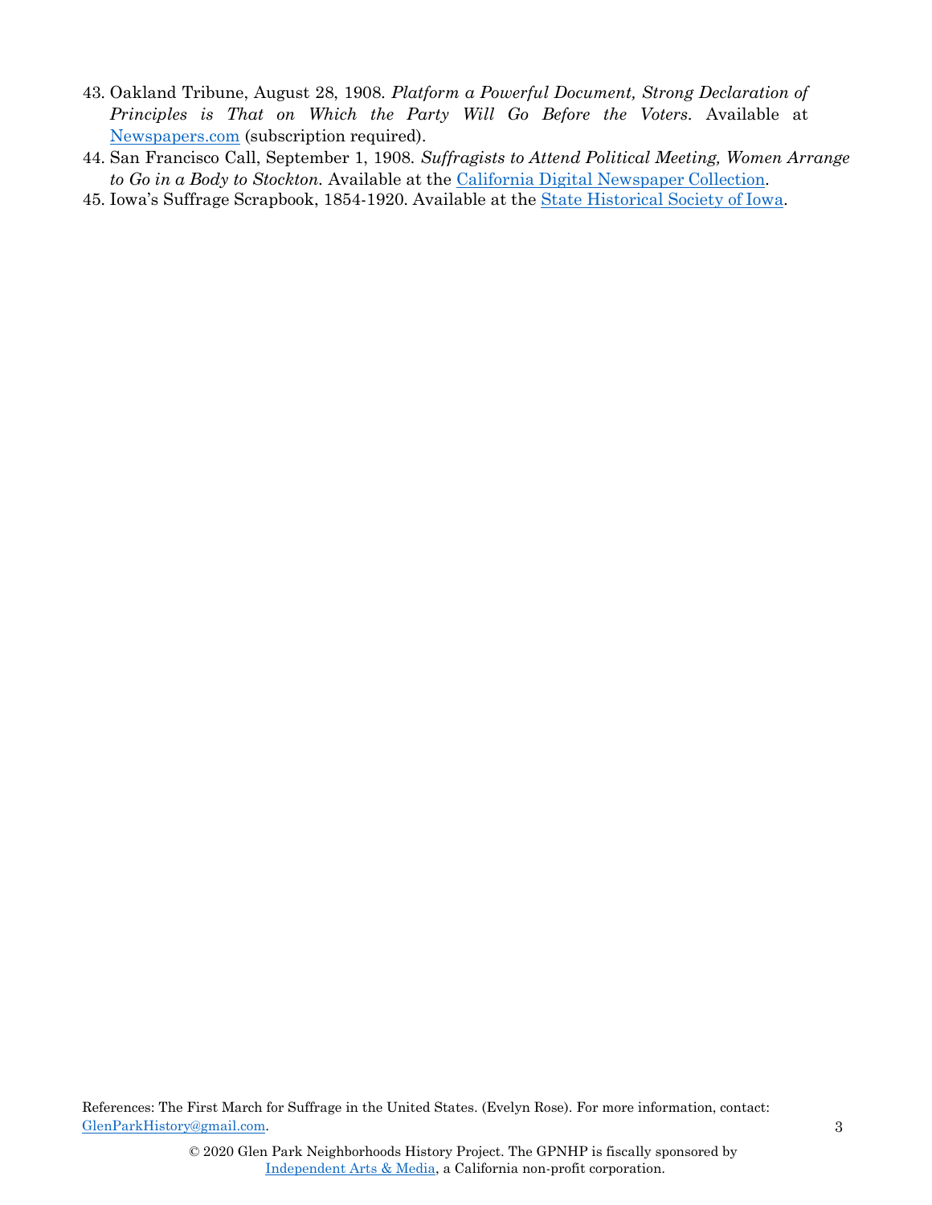43. Oakland Tribune, August 28, 1908. *Platform a Powerful Document, Strong Declaration of Principles is That on Which the Party Will Go Before the Voters.* Available at Newspapers.com (subscription required).
44. San Francisco Call, September 1, 1908. *Suffragists to Attend Political Meeting, Women Arrange to Go in a Body to Stockton.* Available at the California Digital Newspaper Collection.
45. Iowa's Suffrage Scrapbook, 1854-1920. Available at the State Historical Society of Iowa.

References: The First March for Suffrage in the United States. (Evelyn Rose). For more information, contact: GlenParkHistory@gmail.com.

© 2020 Glen Park Neighborhoods History Project. The GPNHP is fiscally sponsored by Independent Arts & Media, a California non-profit corporation.